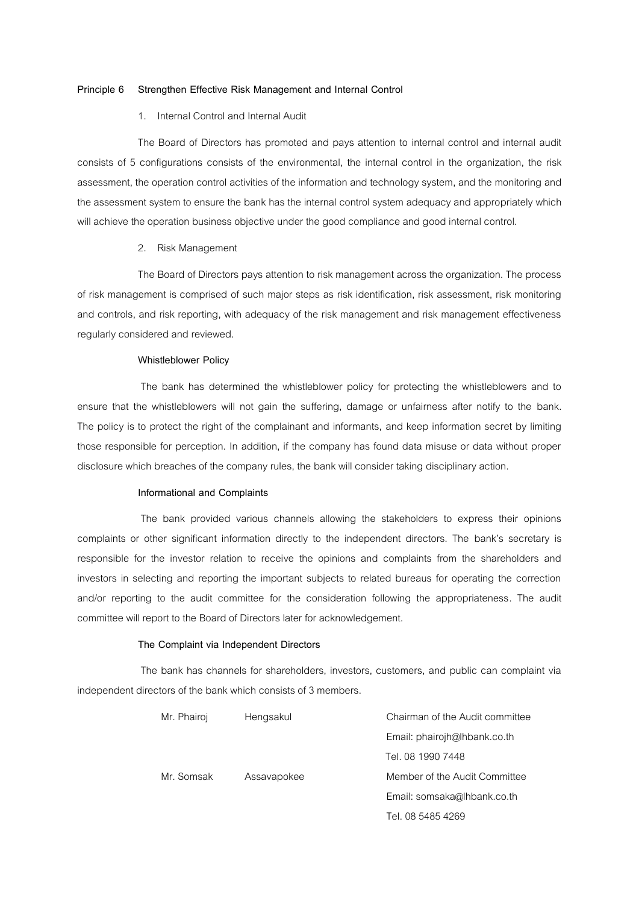**Principle 6 Strengthen Effective Risk Management and Internal Control**

1. Internal Control and Internal Audit

The Board of Directors has promoted and pays attention to internal control and internal audit consists of 5 configurations consists of the environmental, the internal control in the organization, the risk assessment, the operation control activities of the information and technology system, and the monitoring and the assessment system to ensure the bank has the internal control system adequacy and appropriately which will achieve the operation business objective under the good compliance and good internal control.

2. Risk Management

The Board of Directors pays attention to risk management across the organization. The process of risk management is comprised of such major steps as risk identification, risk assessment, risk monitoring and controls, and risk reporting, with adequacy of the risk management and risk management effectiveness regularly considered and reviewed.

**Whistleblower Policy**

The bank has determined the whistleblower policy for protecting the whistleblowers and to ensure that the whistleblowers will not gain the suffering, damage or unfairness after notify to the bank. The policy is to protect the right of the complainant and informants, and keep information secret by limiting those responsible for perception. In addition, if the company has found data misuse or data without proper disclosure which breaches of the company rules, the bank will consider taking disciplinary action.

**Informational and Complaints**

The bank provided various channels allowing the stakeholders to express their opinions complaints or other significant information directly to the independent directors. The bank's secretary is responsible for the investor relation to receive the opinions and complaints from the shareholders and investors in selecting and reporting the important subjects to related bureaus for operating the correction and/or reporting to the audit committee for the consideration following the appropriateness. The audit committee will report to the Board of Directors later for acknowledgement.

**The Complaint via Independent Directors**

The bank has channels for shareholders, investors, customers, and public can complaint via independent directors of the bank which consists of 3 members.

| | | |
|---|---|---|
| Mr. Phairoj | Hengsakul | Chairman of the Audit committee |
| | | Email: phairojh@lhbank.co.th |
| | | Tel. 08 1990 7448 |
| Mr. Somsak | Assavapokee | Member of the Audit Committee |
| | | Email: somsaka@lhbank.co.th |
| | | Tel. 08 5485 4269 |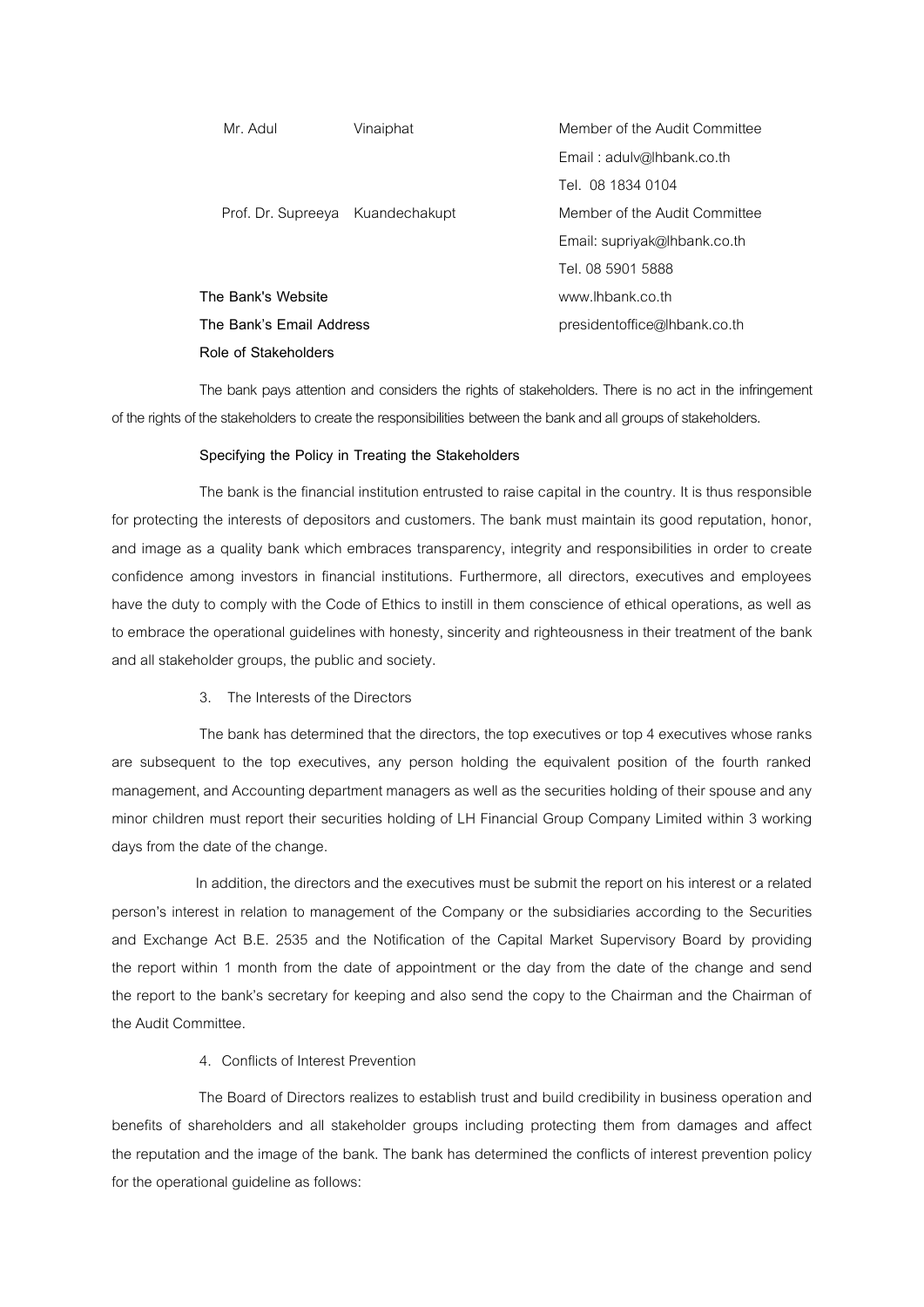| | | |
|---|---|---|
| Mr. Adul | Vinaiphat | Member of the Audit Committee |
| | | Email : adulv@lhbank.co.th |
| | | Tel. 08 1834 0104 |
| Prof. Dr. Supreeya | Kuandechakupt | Member of the Audit Committee |
| | | Email: supriyak@lhbank.co.th |
| | | Tel. 08 5901 5888 |

**The Bank's Website** www.lhbank.co.th

**The Bank's Email Address** presidentoffice@lhbank.co.th

**Role of Stakeholders**

The bank pays attention and considers the rights of stakeholders. There is no act in the infringement of the rights of the stakeholders to create the responsibilities between the bank and all groups of stakeholders.

**Specifying the Policy in Treating the Stakeholders**

The bank is the financial institution entrusted to raise capital in the country. It is thus responsible for protecting the interests of depositors and customers. The bank must maintain its good reputation, honor, and image as a quality bank which embraces transparency, integrity and responsibilities in order to create confidence among investors in financial institutions. Furthermore, all directors, executives and employees have the duty to comply with the Code of Ethics to instill in them conscience of ethical operations, as well as to embrace the operational guidelines with honesty, sincerity and righteousness in their treatment of the bank and all stakeholder groups, the public and society.

3. The Interests of the Directors

The bank has determined that the directors, the top executives or top 4 executives whose ranks are subsequent to the top executives, any person holding the equivalent position of the fourth ranked management, and Accounting department managers as well as the securities holding of their spouse and any minor children must report their securities holding of LH Financial Group Company Limited within 3 working days from the date of the change.

In addition, the directors and the executives must be submit the report on his interest or a related person's interest in relation to management of the Company or the subsidiaries according to the Securities and Exchange Act B.E. 2535 and the Notification of the Capital Market Supervisory Board by providing the report within 1 month from the date of appointment or the day from the date of the change and send the report to the bank's secretary for keeping and also send the copy to the Chairman and the Chairman of the Audit Committee.

4. Conflicts of Interest Prevention

The Board of Directors realizes to establish trust and build credibility in business operation and benefits of shareholders and all stakeholder groups including protecting them from damages and affect the reputation and the image of the bank. The bank has determined the conflicts of interest prevention policy for the operational guideline as follows: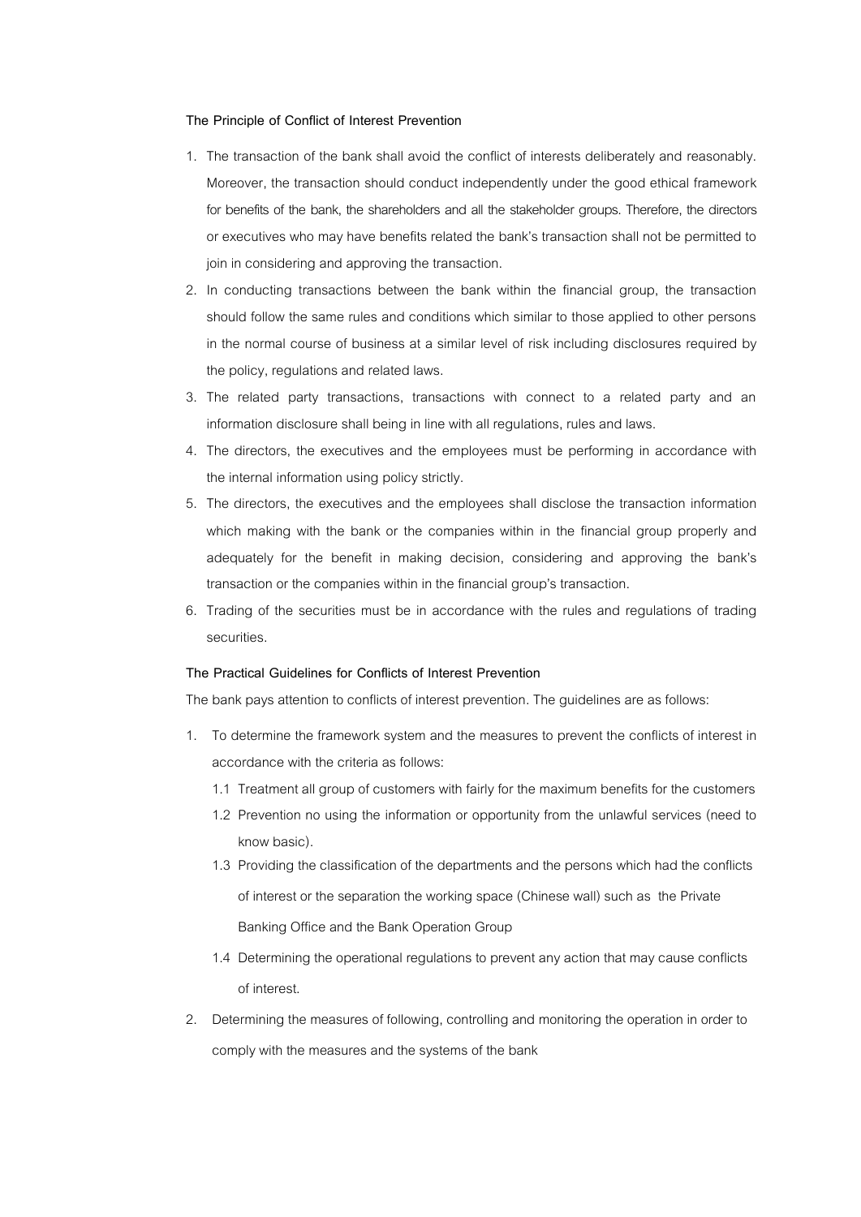**The Principle of Conflict of Interest Prevention**

1. The transaction of the bank shall avoid the conflict of interests deliberately and reasonably. Moreover, the transaction should conduct independently under the good ethical framework for benefits of the bank, the shareholders and all the stakeholder groups. Therefore, the directors or executives who may have benefits related the bank's transaction shall not be permitted to join in considering and approving the transaction.
2. In conducting transactions between the bank within the financial group, the transaction should follow the same rules and conditions which similar to those applied to other persons in the normal course of business at a similar level of risk including disclosures required by the policy, regulations and related laws.
3. The related party transactions, transactions with connect to a related party and an information disclosure shall being in line with all regulations, rules and laws.
4. The directors, the executives and the employees must be performing in accordance with the internal information using policy strictly.
5. The directors, the executives and the employees shall disclose the transaction information which making with the bank or the companies within in the financial group properly and adequately for the benefit in making decision, considering and approving the bank's transaction or the companies within in the financial group's transaction.
6. Trading of the securities must be in accordance with the rules and regulations of trading securities.

**The Practical Guidelines for Conflicts of Interest Prevention**

The bank pays attention to conflicts of interest prevention. The guidelines are as follows:

1. To determine the framework system and the measures to prevent the conflicts of interest in accordance with the criteria as follows:
   - 1.1 Treatment all group of customers with fairly for the maximum benefits for the customers
   - 1.2 Prevention no using the information or opportunity from the unlawful services (need to know basic).
   - 1.3 Providing the classification of the departments and the persons which had the conflicts of interest or the separation the working space (Chinese wall) such as the Private Banking Office and the Bank Operation Group
   - 1.4 Determining the operational regulations to prevent any action that may cause conflicts of interest.
2. Determining the measures of following, controlling and monitoring the operation in order to comply with the measures and the systems of the bank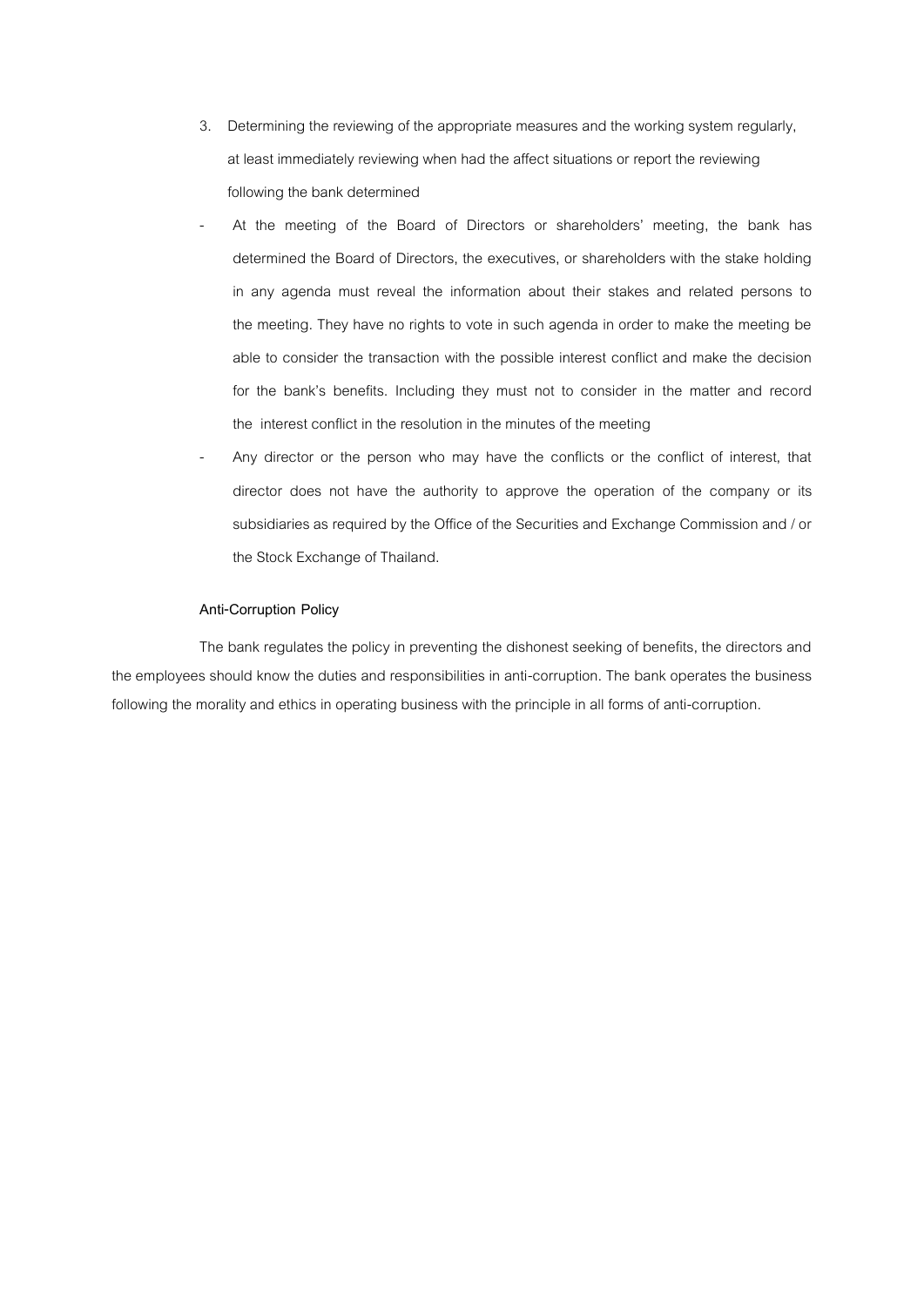3. Determining the reviewing of the appropriate measures and the working system regularly, at least immediately reviewing when had the affect situations or report the reviewing following the bank determined

- At the meeting of the Board of Directors or shareholders' meeting, the bank has determined the Board of Directors, the executives, or shareholders with the stake holding in any agenda must reveal the information about their stakes and related persons to the meeting. They have no rights to vote in such agenda in order to make the meeting be able to consider the transaction with the possible interest conflict and make the decision for the bank's benefits. Including they must not to consider in the matter and record the interest conflict in the resolution in the minutes of the meeting
- Any director or the person who may have the conflicts or the conflict of interest, that director does not have the authority to approve the operation of the company or its subsidiaries as required by the Office of the Securities and Exchange Commission and / or the Stock Exchange of Thailand.

**Anti-Corruption Policy**

The bank regulates the policy in preventing the dishonest seeking of benefits, the directors and the employees should know the duties and responsibilities in anti-corruption. The bank operates the business following the morality and ethics in operating business with the principle in all forms of anti-corruption.